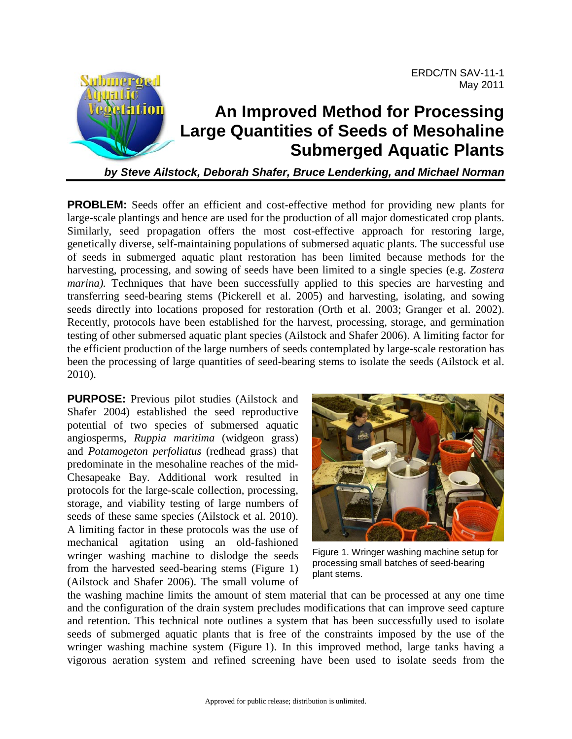ERDC/TN SAV-11-1
May 2011

# An Improved Method for Processing Large Quantities of Seeds of Mesohaline Submerged Aquatic Plants

***by Steve Ailstock, Deborah Shafer, Bruce Lenderking, and Michael Norman***

**PROBLEM:** Seeds offer an efficient and cost-effective method for providing new plants for large-scale plantings and hence are used for the production of all major domesticated crop plants. Similarly, seed propagation offers the most cost-effective approach for restoring large, genetically diverse, self-maintaining populations of submersed aquatic plants. The successful use of seeds in submerged aquatic plant restoration has been limited because methods for the harvesting, processing, and sowing of seeds have been limited to a single species (e.g. *Zostera marina).* Techniques that have been successfully applied to this species are harvesting and transferring seed-bearing stems (Pickerell et al. 2005) and harvesting, isolating, and sowing seeds directly into locations proposed for restoration (Orth et al. 2003; Granger et al. 2002). Recently, protocols have been established for the harvest, processing, storage, and germination testing of other submersed aquatic plant species (Ailstock and Shafer 2006). A limiting factor for the efficient production of the large numbers of seeds contemplated by large-scale restoration has been the processing of large quantities of seed-bearing stems to isolate the seeds (Ailstock et al. 2010).

**PURPOSE:** Previous pilot studies (Ailstock and Shafer 2004) established the seed reproductive potential of two species of submersed aquatic angiosperms, *Ruppia maritima* (widgeon grass) and *Potamogeton perfoliatus* (redhead grass) that predominate in the mesohaline reaches of the mid-Chesapeake Bay. Additional work resulted in protocols for the large-scale collection, processing, storage, and viability testing of large numbers of seeds of these same species (Ailstock et al. 2010). A limiting factor in these protocols was the use of mechanical agitation using an old-fashioned wringer washing machine to dislodge the seeds from the harvested seed-bearing stems (Figure 1) (Ailstock and Shafer 2006). The small volume of the washing machine limits the amount of stem material that can be processed at any one time and the configuration of the drain system precludes modifications that can improve seed capture and retention. This technical note outlines a system that has been successfully used to isolate seeds of submerged aquatic plants that is free of the constraints imposed by the use of the wringer washing machine system (Figure 1). In this improved method, large tanks having a vigorous aeration system and refined screening have been used to isolate seeds from the

Figure 1. Wringer washing machine setup for processing small batches of seed-bearing plant stems.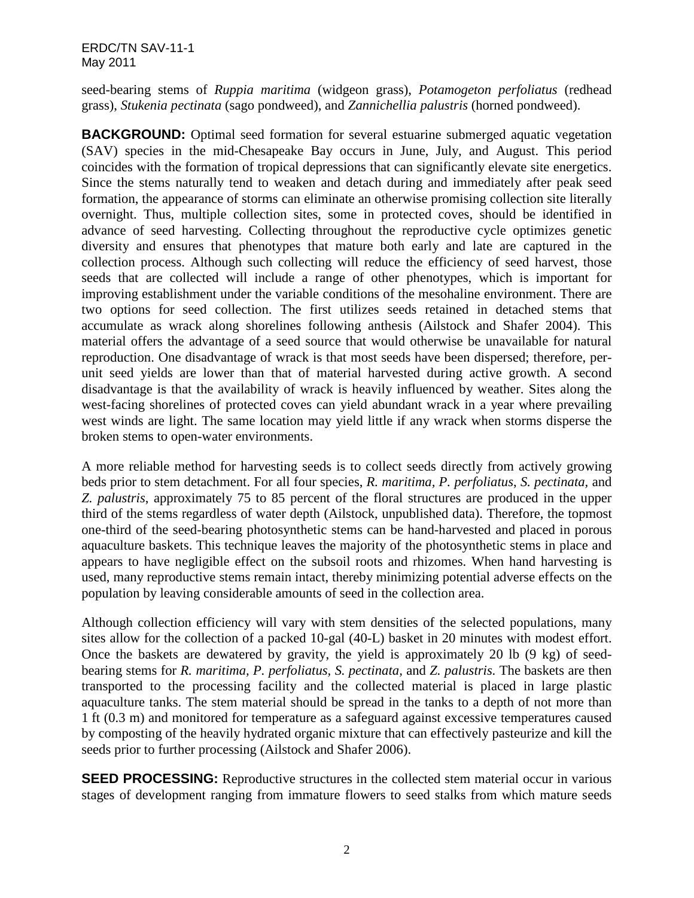seed-bearing stems of *Ruppia maritima* (widgeon grass), *Potamogeton perfoliatus* (redhead grass), *Stukenia pectinata* (sago pondweed), and *Zannichellia palustris* (horned pondweed).

**BACKGROUND:** Optimal seed formation for several estuarine submerged aquatic vegetation (SAV) species in the mid-Chesapeake Bay occurs in June, July, and August. This period coincides with the formation of tropical depressions that can significantly elevate site energetics. Since the stems naturally tend to weaken and detach during and immediately after peak seed formation, the appearance of storms can eliminate an otherwise promising collection site literally overnight. Thus, multiple collection sites, some in protected coves, should be identified in advance of seed harvesting. Collecting throughout the reproductive cycle optimizes genetic diversity and ensures that phenotypes that mature both early and late are captured in the collection process. Although such collecting will reduce the efficiency of seed harvest, those seeds that are collected will include a range of other phenotypes, which is important for improving establishment under the variable conditions of the mesohaline environment. There are two options for seed collection. The first utilizes seeds retained in detached stems that accumulate as wrack along shorelines following anthesis (Ailstock and Shafer 2004). This material offers the advantage of a seed source that would otherwise be unavailable for natural reproduction. One disadvantage of wrack is that most seeds have been dispersed; therefore, per-unit seed yields are lower than that of material harvested during active growth. A second disadvantage is that the availability of wrack is heavily influenced by weather. Sites along the west-facing shorelines of protected coves can yield abundant wrack in a year where prevailing west winds are light. The same location may yield little if any wrack when storms disperse the broken stems to open-water environments.

A more reliable method for harvesting seeds is to collect seeds directly from actively growing beds prior to stem detachment. For all four species, *R. maritima*, *P. perfoliatus*, *S. pectinata*, and *Z. palustris*, approximately 75 to 85 percent of the floral structures are produced in the upper third of the stems regardless of water depth (Ailstock, unpublished data). Therefore, the topmost one-third of the seed-bearing photosynthetic stems can be hand-harvested and placed in porous aquaculture baskets. This technique leaves the majority of the photosynthetic stems in place and appears to have negligible effect on the subsoil roots and rhizomes. When hand harvesting is used, many reproductive stems remain intact, thereby minimizing potential adverse effects on the population by leaving considerable amounts of seed in the collection area.

Although collection efficiency will vary with stem densities of the selected populations, many sites allow for the collection of a packed 10-gal (40-L) basket in 20 minutes with modest effort. Once the baskets are dewatered by gravity, the yield is approximately 20 lb (9 kg) of seed-bearing stems for *R. maritima*, *P. perfoliatus*, *S. pectinata*, and *Z. palustris*. The baskets are then transported to the processing facility and the collected material is placed in large plastic aquaculture tanks. The stem material should be spread in the tanks to a depth of not more than 1 ft (0.3 m) and monitored for temperature as a safeguard against excessive temperatures caused by composting of the heavily hydrated organic mixture that can effectively pasteurize and kill the seeds prior to further processing (Ailstock and Shafer 2006).

**SEED PROCESSING:** Reproductive structures in the collected stem material occur in various stages of development ranging from immature flowers to seed stalks from which mature seeds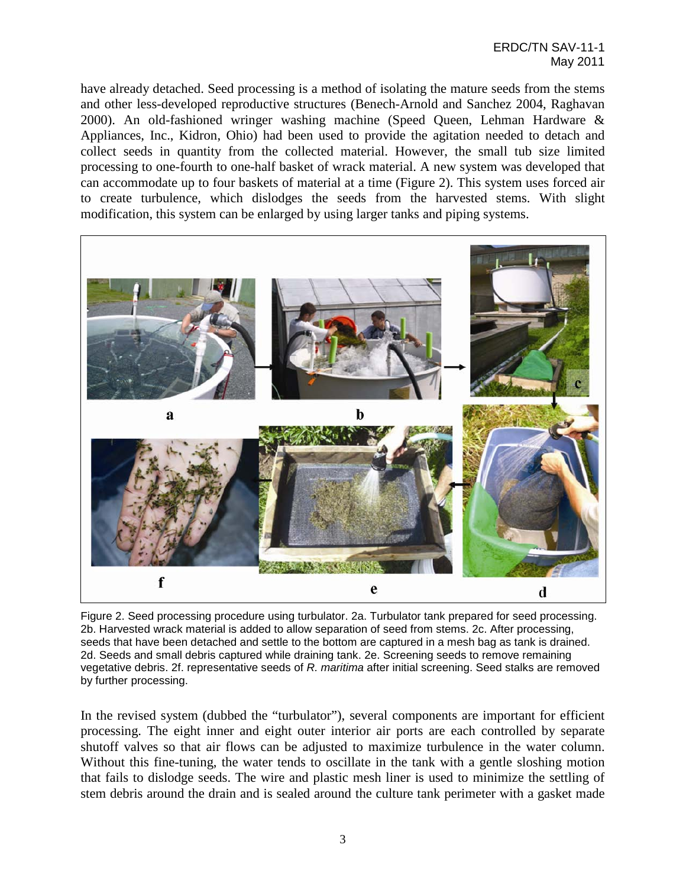have already detached. Seed processing is a method of isolating the mature seeds from the stems and other less-developed reproductive structures (Benech-Arnold and Sanchez 2004, Raghavan 2000). An old-fashioned wringer washing machine (Speed Queen, Lehman Hardware & Appliances, Inc., Kidron, Ohio) had been used to provide the agitation needed to detach and collect seeds in quantity from the collected material. However, the small tub size limited processing to one-fourth to one-half basket of wrack material. A new system was developed that can accommodate up to four baskets of material at a time (Figure 2). This system uses forced air to create turbulence, which dislodges the seeds from the harvested stems. With slight modification, this system can be enlarged by using larger tanks and piping systems.

Figure 2. Seed processing procedure using turbulator. 2a. Turbulator tank prepared for seed processing. 2b. Harvested wrack material is added to allow separation of seed from stems. 2c. After processing, seeds that have been detached and settle to the bottom are captured in a mesh bag as tank is drained. 2d. Seeds and small debris captured while draining tank. 2e. Screening seeds to remove remaining vegetative debris. 2f. representative seeds of *R. maritima* after initial screening. Seed stalks are removed by further processing.

In the revised system (dubbed the "turbulator"), several components are important for efficient processing. The eight inner and eight outer interior air ports are each controlled by separate shutoff valves so that air flows can be adjusted to maximize turbulence in the water column. Without this fine-tuning, the water tends to oscillate in the tank with a gentle sloshing motion that fails to dislodge seeds. The wire and plastic mesh liner is used to minimize the settling of stem debris around the drain and is sealed around the culture tank perimeter with a gasket made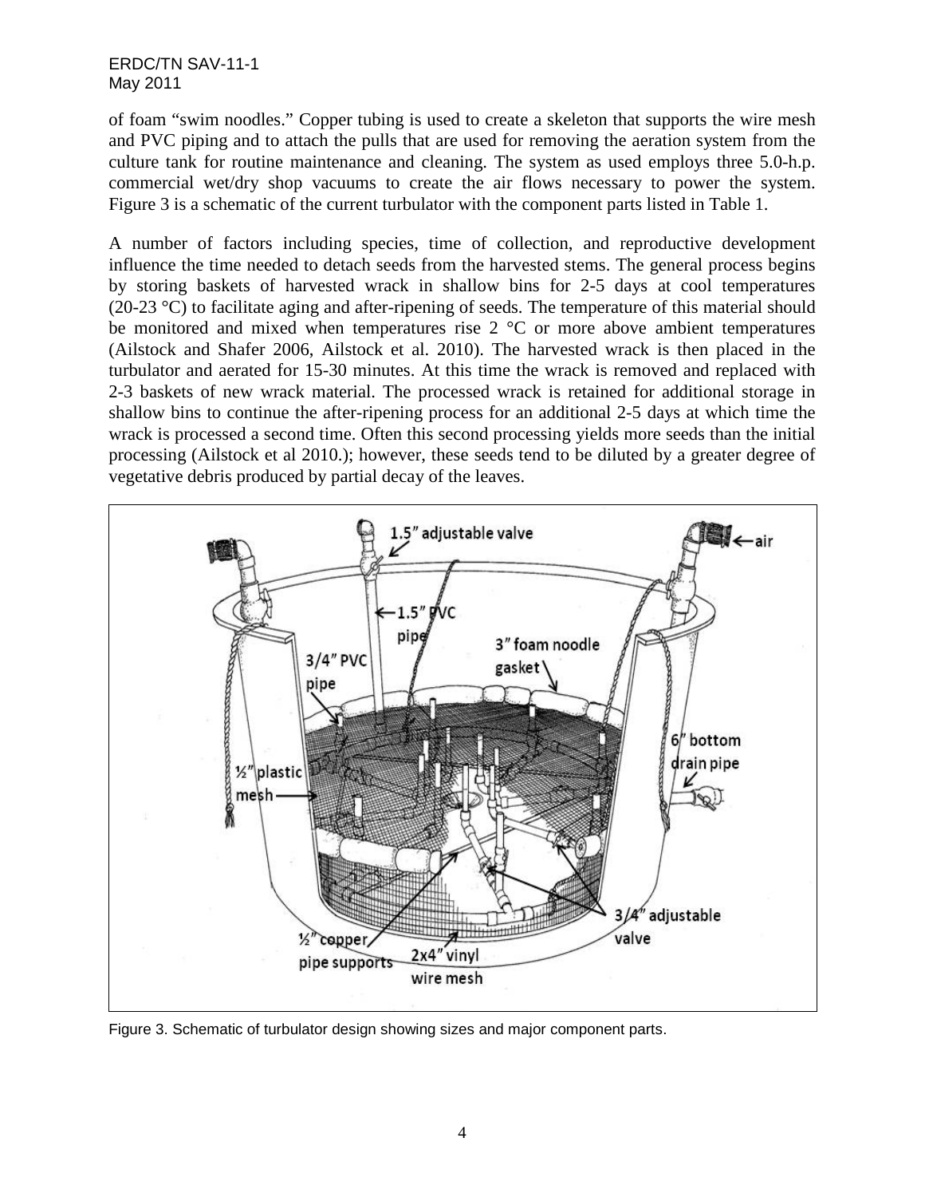of foam "swim noodles." Copper tubing is used to create a skeleton that supports the wire mesh and PVC piping and to attach the pulls that are used for removing the aeration system from the culture tank for routine maintenance and cleaning. The system as used employs three 5.0-h.p. commercial wet/dry shop vacuums to create the air flows necessary to power the system. Figure 3 is a schematic of the current turbulator with the component parts listed in Table 1.

A number of factors including species, time of collection, and reproductive development influence the time needed to detach seeds from the harvested stems. The general process begins by storing baskets of harvested wrack in shallow bins for 2-5 days at cool temperatures (20-23 °C) to facilitate aging and after-ripening of seeds. The temperature of this material should be monitored and mixed when temperatures rise 2 °C or more above ambient temperatures (Ailstock and Shafer 2006, Ailstock et al. 2010). The harvested wrack is then placed in the turbulator and aerated for 15-30 minutes. At this time the wrack is removed and replaced with 2-3 baskets of new wrack material. The processed wrack is retained for additional storage in shallow bins to continue the after-ripening process for an additional 2-5 days at which time the wrack is processed a second time. Often this second processing yields more seeds than the initial processing (Ailstock et al 2010.); however, these seeds tend to be diluted by a greater degree of vegetative debris produced by partial decay of the leaves.

Figure 3. Schematic of turbulator design showing sizes and major component parts.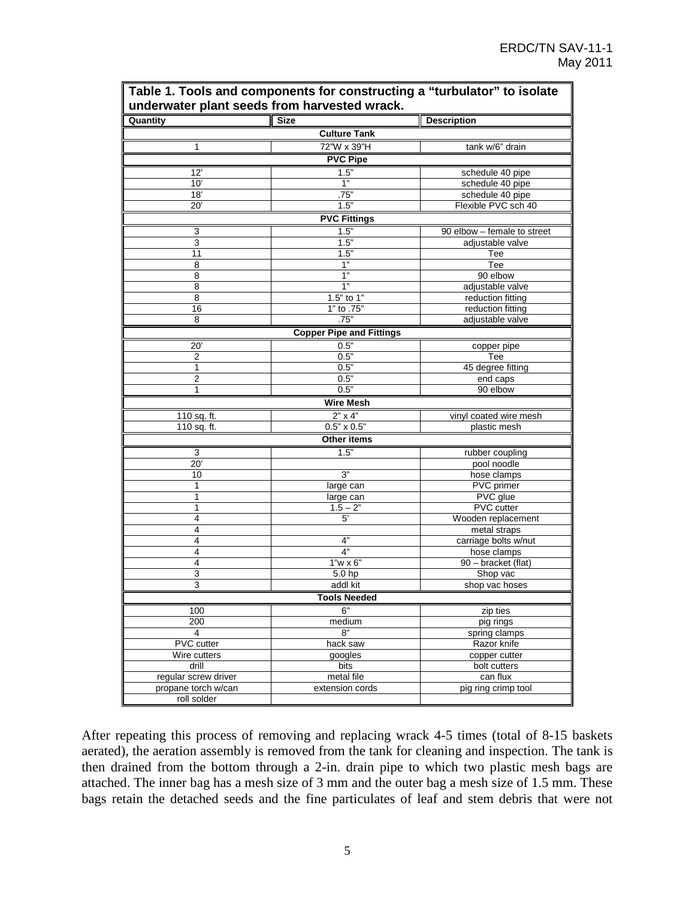**Table 1. Tools and components for constructing a "turbulator" to isolate underwater plant seeds from harvested wrack.**

| Quantity | Size | Description |
|---|---|---|
| **Culture Tank** | | |
| 1 | 72"W x 39"H | tank w/6" drain |
| **PVC Pipe** | | |
| 12' | 1.5" | schedule 40 pipe |
| 10' | 1" | schedule 40 pipe |
| 18' | .75" | schedule 40 pipe |
| 20' | 1.5" | Flexible PVC sch 40 |
| **PVC Fittings** | | |
| 3 | 1.5" | 90 elbow – female to street |
| 3 | 1.5" | adjustable valve |
| 11 | 1.5" | Tee |
| 8 | 1" | Tee |
| 8 | 1" | 90 elbow |
| 8 | 1" | adjustable valve |
| 8 | 1.5" to 1" | reduction fitting |
| 16 | 1" to .75" | reduction fitting |
| 8 | .75" | adjustable valve |
| **Copper Pipe and Fittings** | | |
| 20' | 0.5" | copper pipe |
| 2 | 0.5" | Tee |
| 1 | 0.5" | 45 degree fitting |
| 2 | 0.5" | end caps |
| 1 | 0.5" | 90 elbow |
| **Wire Mesh** | | |
| 110 sq. ft. | 2" x 4" | vinyl coated wire mesh |
| 110 sq. ft. | 0.5" x 0.5" | plastic mesh |
| **Other items** | | |
| 3 | 1.5" | rubber coupling |
| 20' | | pool noodle |
| 10 | 3" | hose clamps |
| 1 | large can | PVC primer |
| 1 | large can | PVC glue |
| 1 | 1.5 – 2" | PVC cutter |
| 4 | 5' | Wooden replacement |
| 4 | | metal straps |
| 4 | 4" | carriage bolts w/nut |
| 4 | 4" | hose clamps |
| 4 | 1"w x 6" | 90 – bracket (flat) |
| 3 | 5.0 hp | Shop vac |
| 3 | addl kit | shop vac hoses |
| **Tools Needed** | | |
| 100 | 6" | zip ties |
| 200 | medium | pig rings |
| 4 | 8" | spring clamps |
| PVC cutter | hack saw | Razor knife |
| Wire cutters | googles | copper cutter |
| drill | bits | bolt cutters |
| regular screw driver | metal file | can flux |
| propane torch w/can | extension cords | pig ring crimp tool |
| roll solder | | |

After repeating this process of removing and replacing wrack 4-5 times (total of 8-15 baskets aerated), the aeration assembly is removed from the tank for cleaning and inspection. The tank is then drained from the bottom through a 2-in. drain pipe to which two plastic mesh bags are attached. The inner bag has a mesh size of 3 mm and the outer bag a mesh size of 1.5 mm. These bags retain the detached seeds and the fine particulates of leaf and stem debris that were not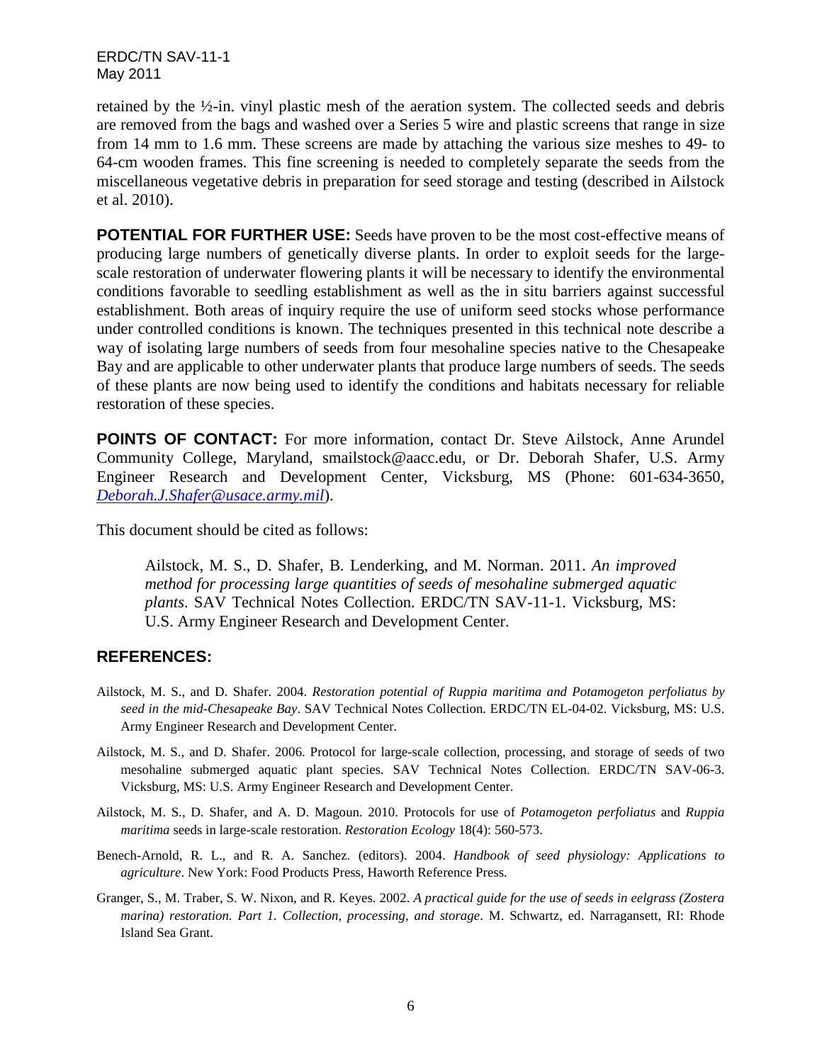retained by the ½-in. vinyl plastic mesh of the aeration system. The collected seeds and debris are removed from the bags and washed over a Series 5 wire and plastic screens that range in size from 14 mm to 1.6 mm. These screens are made by attaching the various size meshes to 49- to 64-cm wooden frames. This fine screening is needed to completely separate the seeds from the miscellaneous vegetative debris in preparation for seed storage and testing (described in Ailstock et al. 2010).

**POTENTIAL FOR FURTHER USE:** Seeds have proven to be the most cost-effective means of producing large numbers of genetically diverse plants. In order to exploit seeds for the large-scale restoration of underwater flowering plants it will be necessary to identify the environmental conditions favorable to seedling establishment as well as the in situ barriers against successful establishment. Both areas of inquiry require the use of uniform seed stocks whose performance under controlled conditions is known. The techniques presented in this technical note describe a way of isolating large numbers of seeds from four mesohaline species native to the Chesapeake Bay and are applicable to other underwater plants that produce large numbers of seeds. The seeds of these plants are now being used to identify the conditions and habitats necessary for reliable restoration of these species.

**POINTS OF CONTACT:** For more information, contact Dr. Steve Ailstock, Anne Arundel Community College, Maryland, smailstock@aacc.edu, or Dr. Deborah Shafer, U.S. Army Engineer Research and Development Center, Vicksburg, MS (Phone: 601-634-3650, Deborah.J.Shafer@usace.army.mil).

This document should be cited as follows:

> Ailstock, M. S., D. Shafer, B. Lenderking, and M. Norman. 2011. *An improved method for processing large quantities of seeds of mesohaline submerged aquatic plants*. SAV Technical Notes Collection. ERDC/TN SAV-11-1. Vicksburg, MS: U.S. Army Engineer Research and Development Center.

## REFERENCES:

Ailstock, M. S., and D. Shafer. 2004. *Restoration potential of Ruppia maritima and Potamogeton perfoliatus by seed in the mid-Chesapeake Bay*. SAV Technical Notes Collection. ERDC/TN EL-04-02. Vicksburg, MS: U.S. Army Engineer Research and Development Center.

Ailstock, M. S., and D. Shafer. 2006. Protocol for large-scale collection, processing, and storage of seeds of two mesohaline submerged aquatic plant species. SAV Technical Notes Collection. ERDC/TN SAV-06-3. Vicksburg, MS: U.S. Army Engineer Research and Development Center.

Ailstock, M. S., D. Shafer, and A. D. Magoun. 2010. Protocols for use of *Potamogeton perfoliatus* and *Ruppia maritima* seeds in large-scale restoration. *Restoration Ecology* 18(4): 560-573.

Benech-Arnold, R. L., and R. A. Sanchez. (editors). 2004. *Handbook of seed physiology: Applications to agriculture*. New York: Food Products Press, Haworth Reference Press.

Granger, S., M. Traber, S. W. Nixon, and R. Keyes. 2002. *A practical guide for the use of seeds in eelgrass (Zostera marina) restoration. Part 1. Collection, processing, and storage*. M. Schwartz, ed. Narragansett, RI: Rhode Island Sea Grant.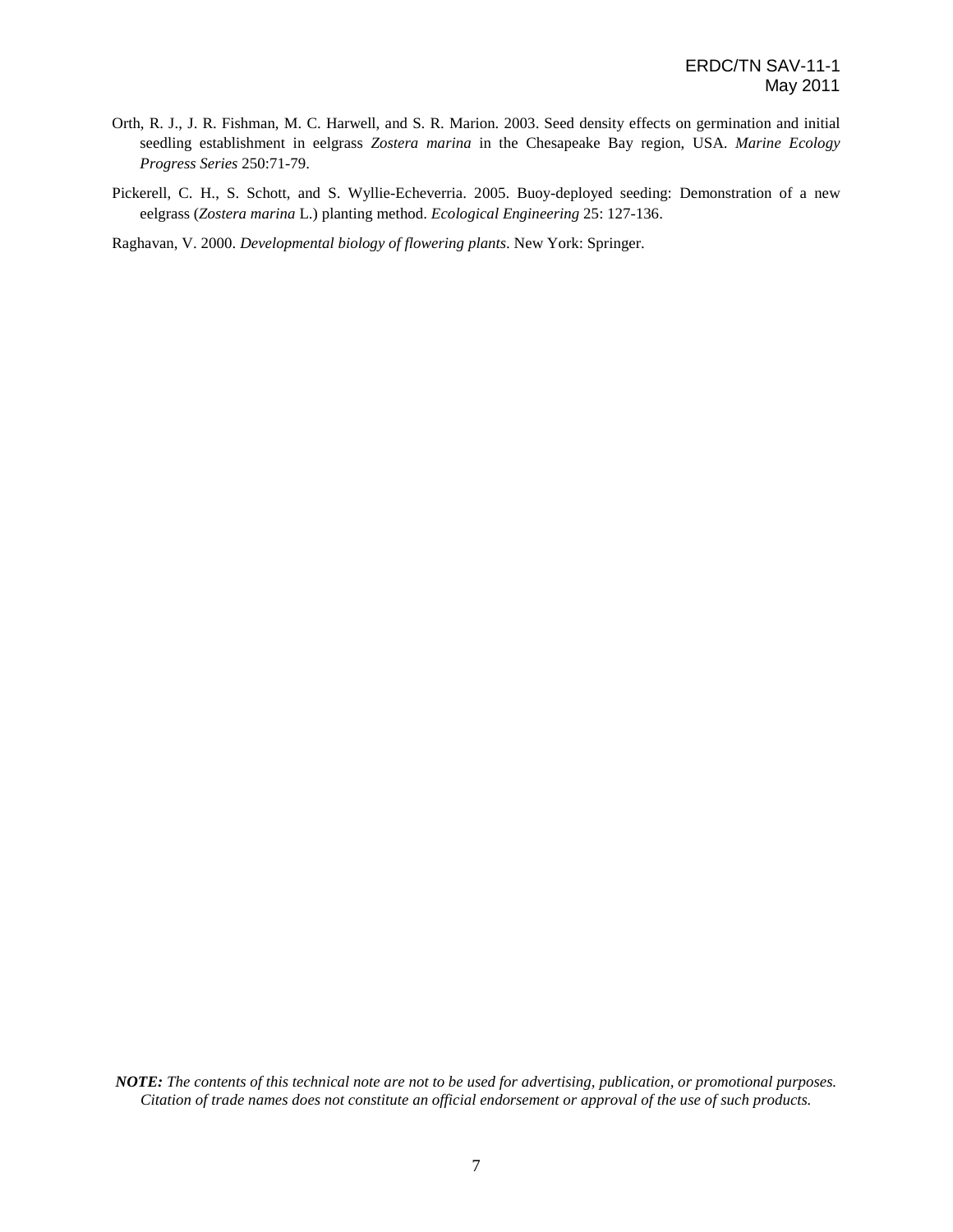Orth, R. J., J. R. Fishman, M. C. Harwell, and S. R. Marion. 2003. Seed density effects on germination and initial seedling establishment in eelgrass *Zostera marina* in the Chesapeake Bay region, USA. *Marine Ecology Progress Series* 250:71-79.

Pickerell, C. H., S. Schott, and S. Wyllie-Echeverria. 2005. Buoy-deployed seeding: Demonstration of a new eelgrass (*Zostera marina* L.) planting method. *Ecological Engineering* 25: 127-136.

Raghavan, V. 2000. *Developmental biology of flowering plants*. New York: Springer.

***NOTE:*** *The contents of this technical note are not to be used for advertising, publication, or promotional purposes. Citation of trade names does not constitute an official endorsement or approval of the use of such products.*